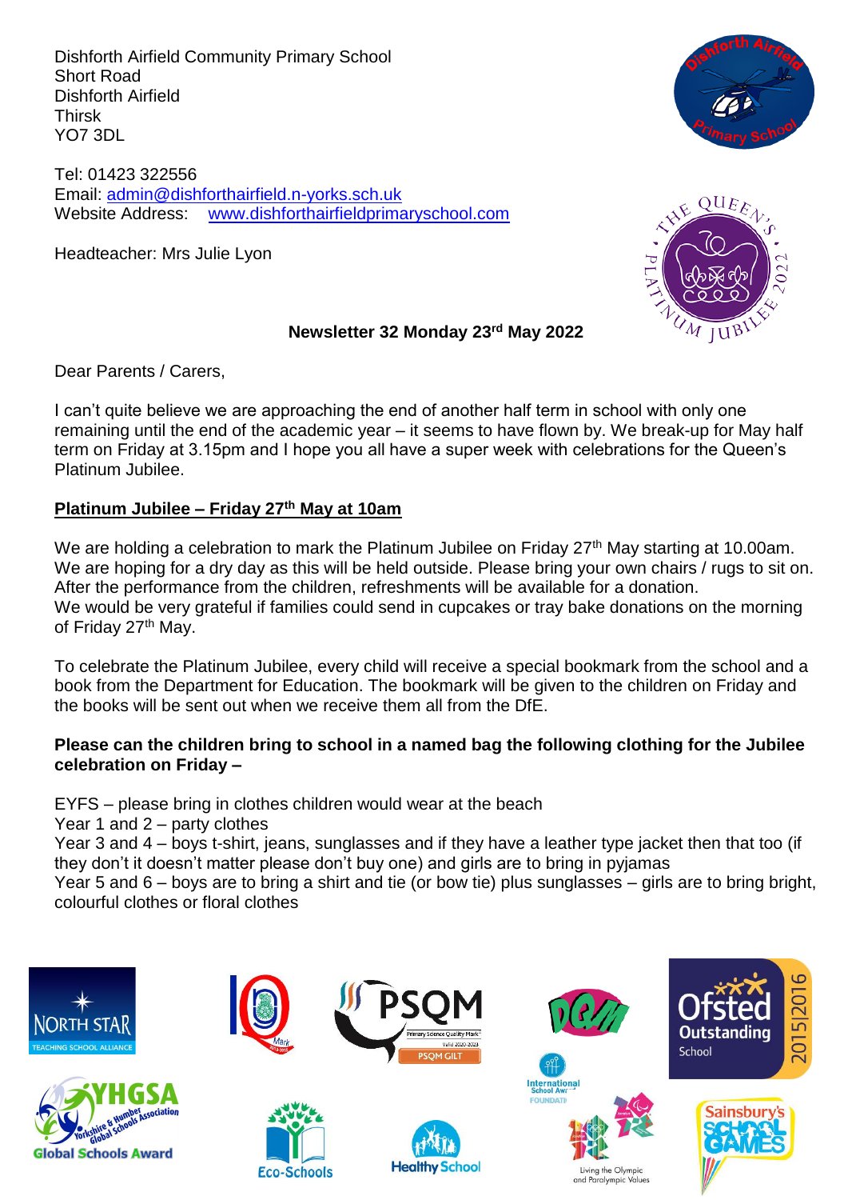Dishforth Airfield Community Primary School
Short Road
Dishforth Airfield
Thirsk
YO7 3DL

Tel: 01423 322556
Email: [admin@dishforthairfield.n-yorks.sch.uk](mailto:admin@dishforthairfield.n-yorks.sch.uk)
Website Address: [www.dishforthairfieldprimaryschool.com](http://www.dishforthairfieldprimaryschool.com)

Headteacher: Mrs Julie Lyon

**Newsletter 32 Monday 23rd May 2022**

Dear Parents / Carers,

I can't quite believe we are approaching the end of another half term in school with only one remaining until the end of the academic year – it seems to have flown by. We break-up for May half term on Friday at 3.15pm and I hope you all have a super week with celebrations for the Queen's Platinum Jubilee.

## Platinum Jubilee – Friday 27th May at 10am

We are holding a celebration to mark the Platinum Jubilee on Friday 27th May starting at 10.00am. We are hoping for a dry day as this will be held outside. Please bring your own chairs / rugs to sit on. After the performance from the children, refreshments will be available for a donation.
We would be very grateful if families could send in cupcakes or tray bake donations on the morning of Friday 27th May.

To celebrate the Platinum Jubilee, every child will receive a special bookmark from the school and a book from the Department for Education. The bookmark will be given to the children on Friday and the books will be sent out when we receive them all from the DfE.

**Please can the children bring to school in a named bag the following clothing for the Jubilee celebration on Friday –**

EYFS – please bring in clothes children would wear at the beach
Year 1 and 2 – party clothes
Year 3 and 4 – boys t-shirt, jeans, sunglasses and if they have a leather type jacket then that too (if they don't it doesn't matter please don't buy one) and girls are to bring in pyjamas
Year 5 and 6 – boys are to bring a shirt and tie (or bow tie) plus sunglasses – girls are to bring bright, colourful clothes or floral clothes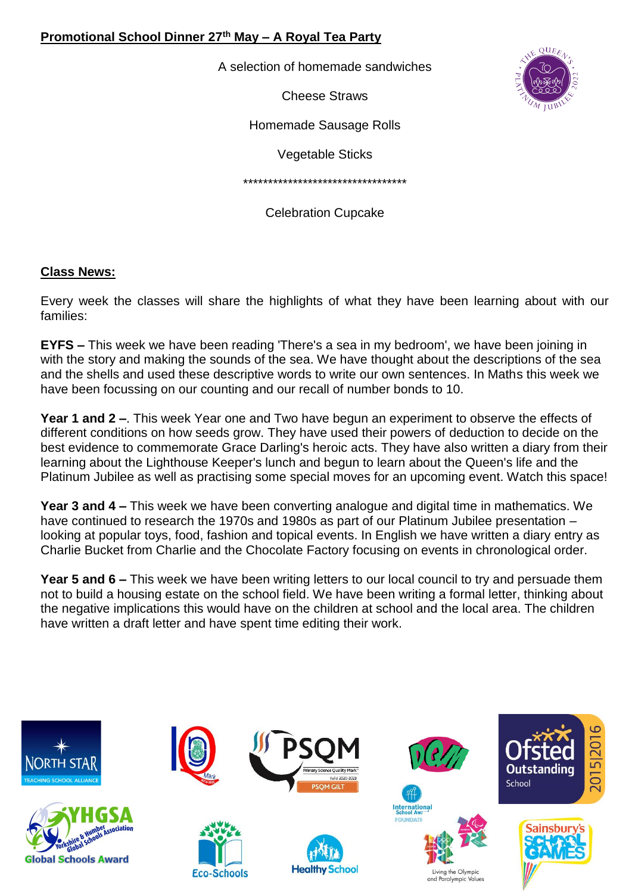**Promotional School Dinner 27th May – A Royal Tea Party**

A selection of homemade sandwiches

Cheese Straws

Homemade Sausage Rolls

Vegetable Sticks

**********************************

Celebration Cupcake

**Class News:**

Every week the classes will share the highlights of what they have been learning about with our families:

**EYFS –** This week we have been reading 'There's a sea in my bedroom', we have been joining in with the story and making the sounds of the sea. We have thought about the descriptions of the sea and the shells and used these descriptive words to write our own sentences. In Maths this week we have been focussing on our counting and our recall of number bonds to 10.

**Year 1 and 2 –**. This week Year one and Two have begun an experiment to observe the effects of different conditions on how seeds grow. They have used their powers of deduction to decide on the best evidence to commemorate Grace Darling's heroic acts. They have also written a diary from their learning about the Lighthouse Keeper's lunch and begun to learn about the Queen's life and the Platinum Jubilee as well as practising some special moves for an upcoming event. Watch this space!

**Year 3 and 4 –** This week we have been converting analogue and digital time in mathematics. We have continued to research the 1970s and 1980s as part of our Platinum Jubilee presentation – looking at popular toys, food, fashion and topical events. In English we have written a diary entry as Charlie Bucket from Charlie and the Chocolate Factory focusing on events in chronological order.

**Year 5 and 6 –** This week we have been writing letters to our local council to try and persuade them not to build a housing estate on the school field. We have been writing a formal letter, thinking about the negative implications this would have on the children at school and the local area. The children have written a draft letter and have spent time editing their work.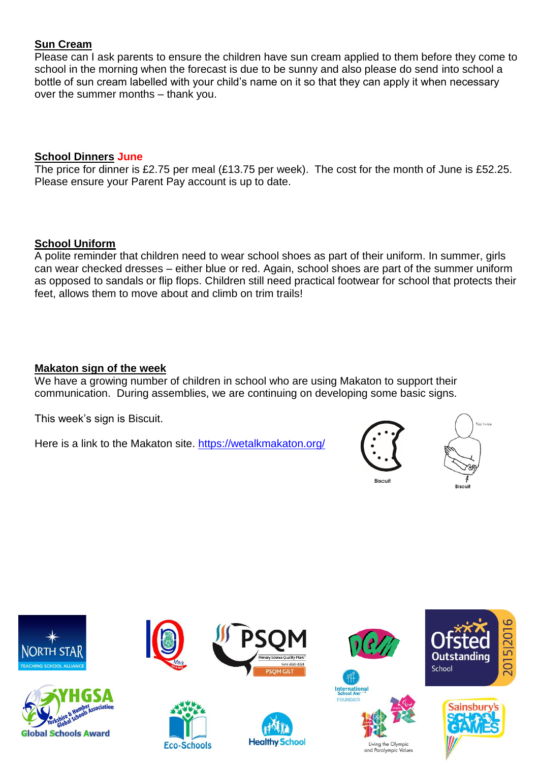**Sun Cream**

Please can I ask parents to ensure the children have sun cream applied to them before they come to school in the morning when the forecast is due to be sunny and also please do send into school a bottle of sun cream labelled with your child's name on it so that they can apply it when necessary over the summer months – thank you.

**School Dinners June**

The price for dinner is £2.75 per meal (£13.75 per week). The cost for the month of June is £52.25. Please ensure your Parent Pay account is up to date.

**School Uniform**

A polite reminder that children need to wear school shoes as part of their uniform. In summer, girls can wear checked dresses – either blue or red. Again, school shoes are part of the summer uniform as opposed to sandals or flip flops. Children still need practical footwear for school that protects their feet, allows them to move about and climb on trim trails!

**Makaton sign of the week**

We have a growing number of children in school who are using Makaton to support their communication. During assemblies, we are continuing on developing some basic signs.

This week's sign is Biscuit.

Here is a link to the Makaton site. https://wetalkmakaton.org/

Biscuit

Biscuit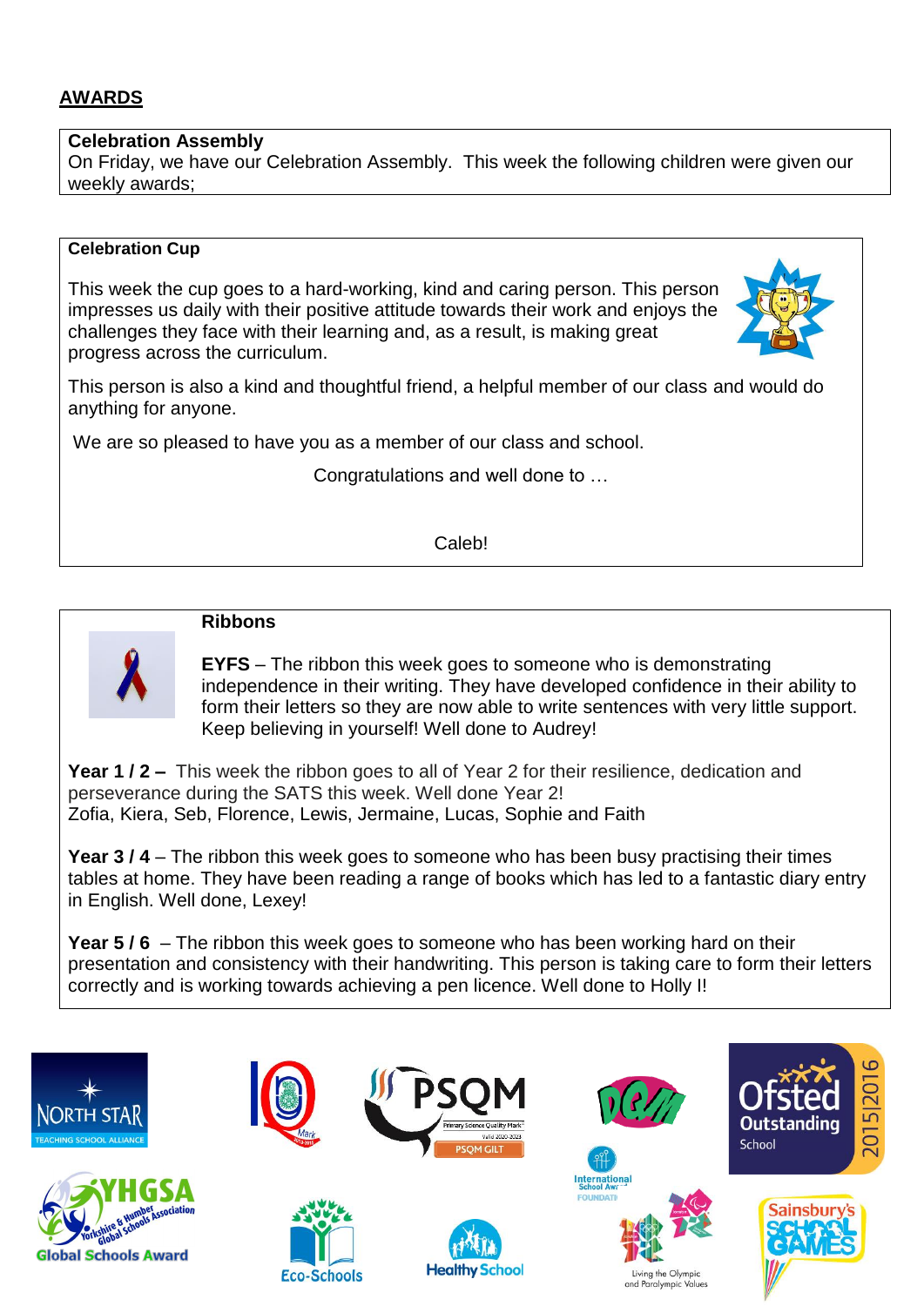## AWARDS

**Celebration Assembly**
On Friday, we have our Celebration Assembly. This week the following children were given our weekly awards;

**Celebration Cup**

This week the cup goes to a hard-working, kind and caring person. This person impresses us daily with their positive attitude towards their work and enjoys the challenges they face with their learning and, as a result, is making great progress across the curriculum.

This person is also a kind and thoughtful friend, a helpful member of our class and would do anything for anyone.

We are so pleased to have you as a member of our class and school.

Congratulations and well done to …

Caleb!

**Ribbons**

**EYFS** – The ribbon this week goes to someone who is demonstrating independence in their writing. They have developed confidence in their ability to form their letters so they are now able to write sentences with very little support. Keep believing in yourself! Well done to Audrey!

**Year 1 / 2 –** This week the ribbon goes to all of Year 2 for their resilience, dedication and perseverance during the SATS this week. Well done Year 2!
Zofia, Kiera, Seb, Florence, Lewis, Jermaine, Lucas, Sophie and Faith

**Year 3 / 4** – The ribbon this week goes to someone who has been busy practising their times tables at home. They have been reading a range of books which has led to a fantastic diary entry in English. Well done, Lexey!

**Year 5 / 6** – The ribbon this week goes to someone who has been working hard on their presentation and consistency with their handwriting. This person is taking care to form their letters correctly and is working towards achieving a pen licence. Well done to Holly I!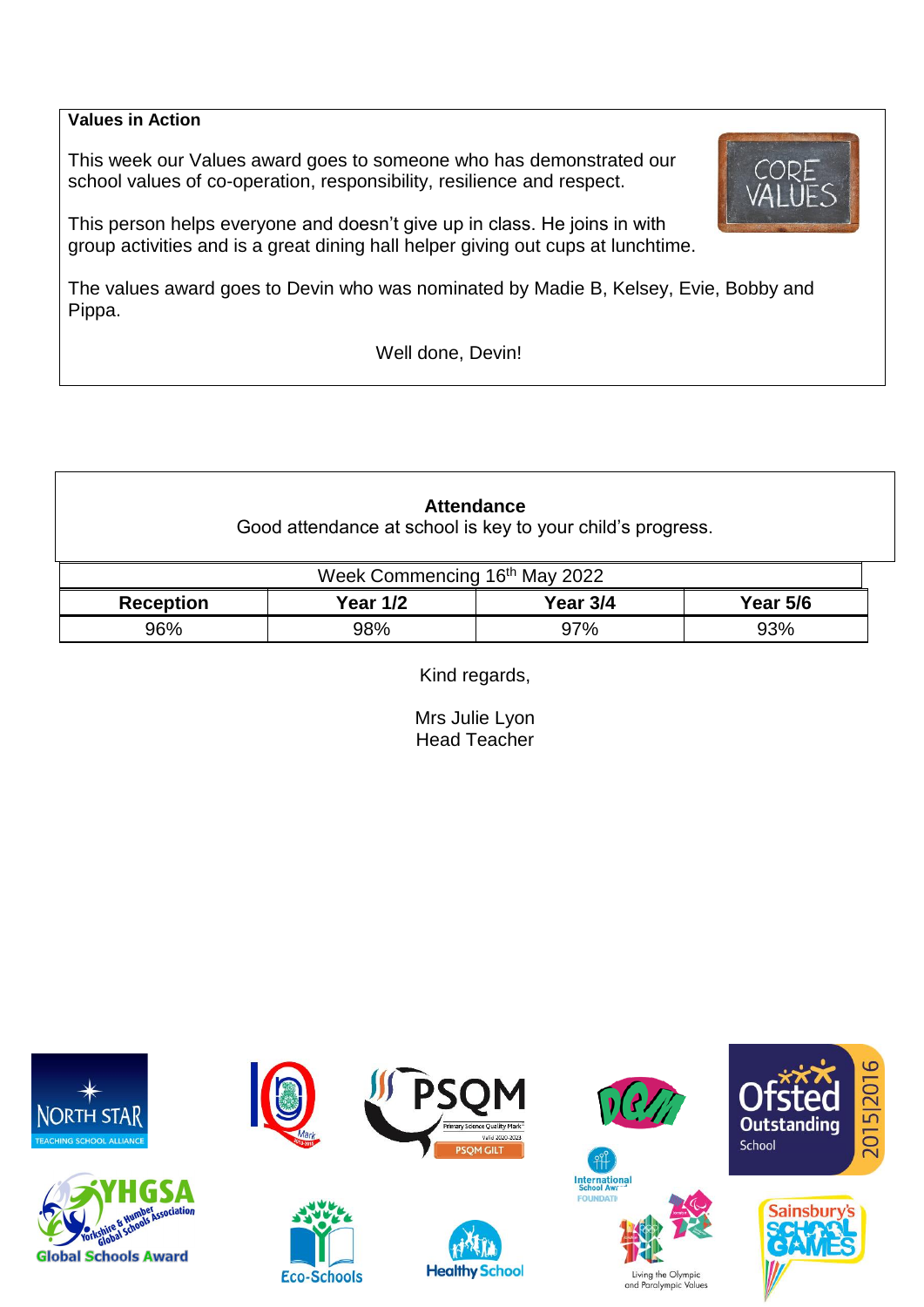**Values in Action**

This week our Values award goes to someone who has demonstrated our school values of co-operation, responsibility, resilience and respect.

This person helps everyone and doesn't give up in class. He joins in with group activities and is a great dining hall helper giving out cups at lunchtime.

The values award goes to Devin who was nominated by Madie B, Kelsey, Evie, Bobby and Pippa.

Well done, Devin!

**Attendance**

Good attendance at school is key to your child's progress.

| Week Commencing 16th May 2022 | | | |
|---|---|---|---|
| **Reception** | **Year 1/2** | **Year 3/4** | **Year 5/6** |
| 96% | 98% | 97% | 93% |

Kind regards,

Mrs Julie Lyon
Head Teacher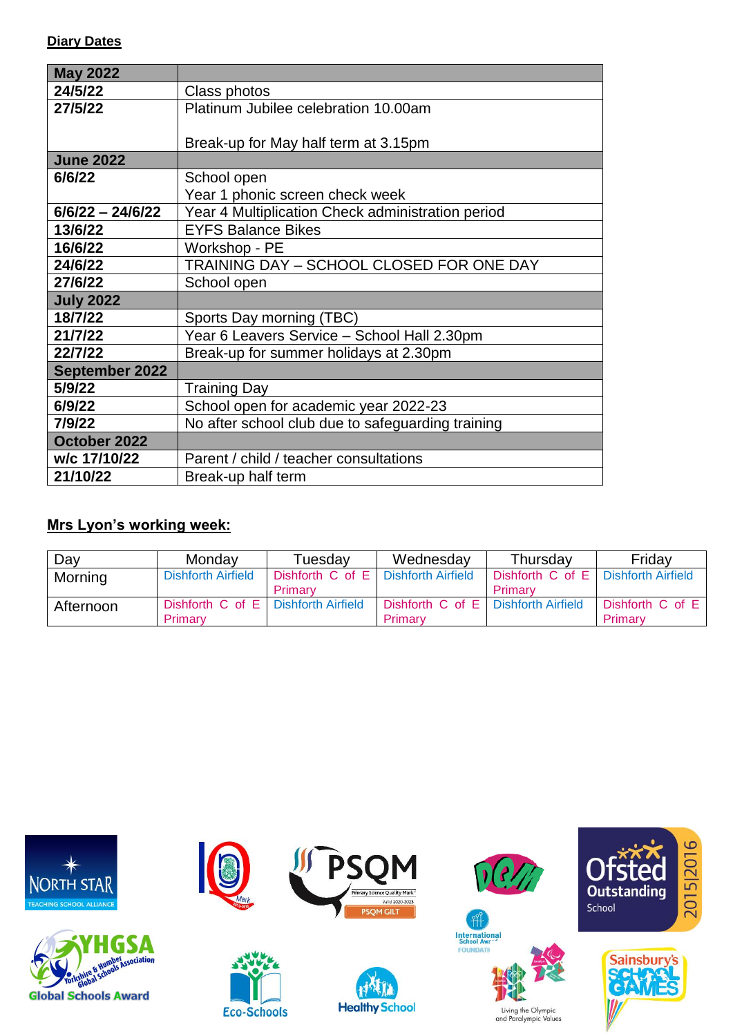**Diary Dates**

| | |
|---|---|
| **May 2022** | |
| **24/5/22** | Class photos |
| **27/5/22** | Platinum Jubilee celebration 10.00am<br><br>Break-up for May half term at 3.15pm |
| **June 2022** | |
| **6/6/22** | School open<br>Year 1 phonic screen check week |
| **6/6/22 – 24/6/22** | Year 4 Multiplication Check administration period |
| **13/6/22** | EYFS Balance Bikes |
| **16/6/22** | Workshop - PE |
| **24/6/22** | TRAINING DAY – SCHOOL CLOSED FOR ONE DAY |
| **27/6/22** | School open |
| **July 2022** | |
| **18/7/22** | Sports Day morning (TBC) |
| **21/7/22** | Year 6 Leavers Service – School Hall 2.30pm |
| **22/7/22** | Break-up for summer holidays at 2.30pm |
| **September 2022** | |
| **5/9/22** | Training Day |
| **6/9/22** | School open for academic year 2022-23 |
| **7/9/22** | No after school club due to safeguarding training |
| **October 2022** | |
| **w/c 17/10/22** | Parent / child / teacher consultations |
| **21/10/22** | Break-up half term |

**Mrs Lyon's working week:**

| Day | Monday | Tuesday | Wednesday | Thursday | Friday |
|---|---|---|---|---|---|
| Morning | Dishforth Airfield | Dishforth C of E Primary | Dishforth Airfield | Dishforth C of E Primary | Dishforth Airfield |
| Afternoon | Dishforth C of E Primary | Dishforth Airfield | Dishforth C of E Primary | Dishforth Airfield | Dishforth C of E Primary |